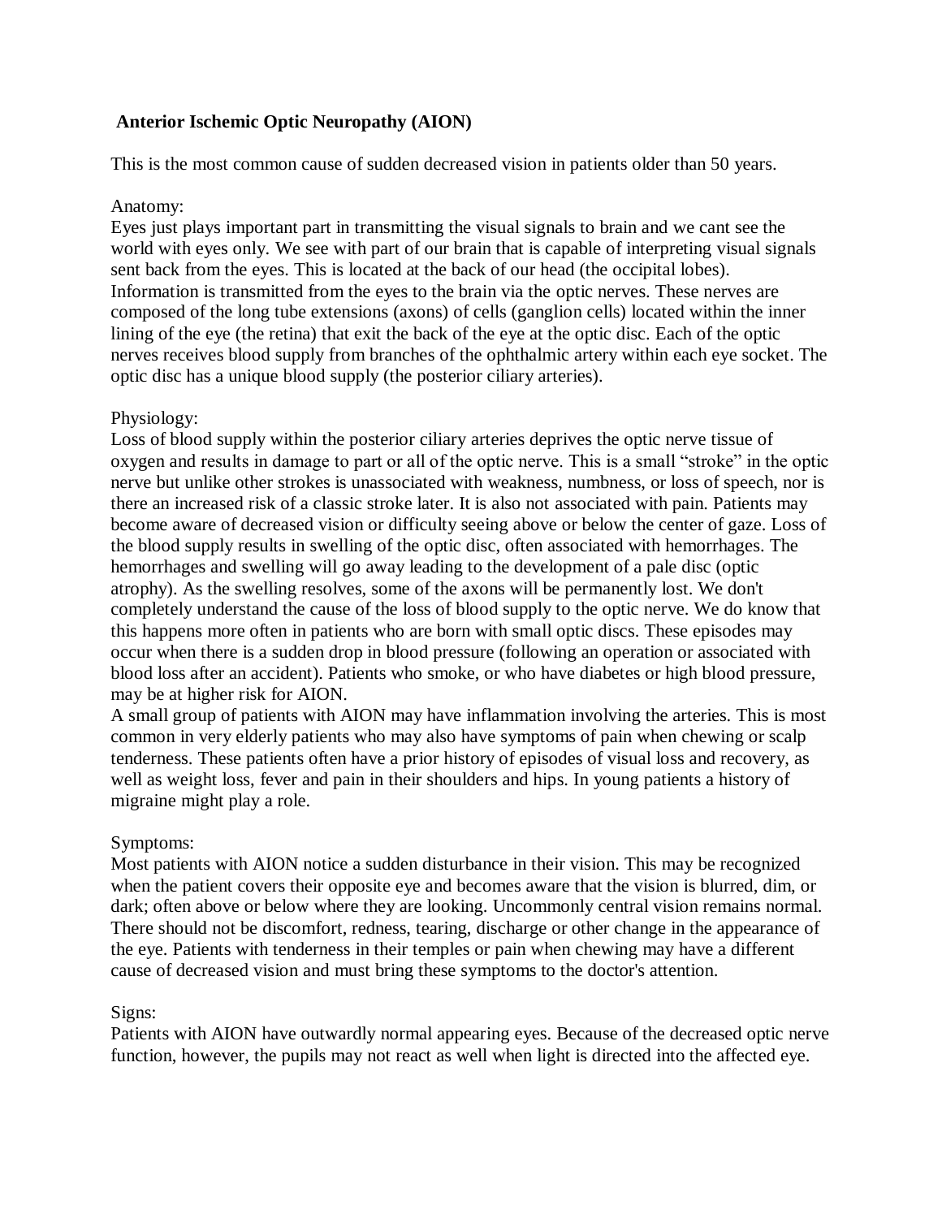# Anterior Ischemic Optic Neuropathy (AION)

This is the most common cause of sudden decreased vision in patients older than 50 years.

Anatomy:

Eyes just plays important part in transmitting the visual signals to brain and we cant see the world with eyes only. We see with part of our brain that is capable of interpreting visual signals sent back from the eyes. This is located at the back of our head (the occipital lobes). Information is transmitted from the eyes to the brain via the optic nerves. These nerves are composed of the long tube extensions (axons) of cells (ganglion cells) located within the inner lining of the eye (the retina) that exit the back of the eye at the optic disc. Each of the optic nerves receives blood supply from branches of the ophthalmic artery within each eye socket. The optic disc has a unique blood supply (the posterior ciliary arteries).

Physiology:

Loss of blood supply within the posterior ciliary arteries deprives the optic nerve tissue of oxygen and results in damage to part or all of the optic nerve. This is a small "stroke" in the optic nerve but unlike other strokes is unassociated with weakness, numbness, or loss of speech, nor is there an increased risk of a classic stroke later. It is also not associated with pain. Patients may become aware of decreased vision or difficulty seeing above or below the center of gaze. Loss of the blood supply results in swelling of the optic disc, often associated with hemorrhages. The hemorrhages and swelling will go away leading to the development of a pale disc (optic atrophy). As the swelling resolves, some of the axons will be permanently lost. We don't completely understand the cause of the loss of blood supply to the optic nerve. We do know that this happens more often in patients who are born with small optic discs. These episodes may occur when there is a sudden drop in blood pressure (following an operation or associated with blood loss after an accident). Patients who smoke, or who have diabetes or high blood pressure, may be at higher risk for AION.

A small group of patients with AION may have inflammation involving the arteries. This is most common in very elderly patients who may also have symptoms of pain when chewing or scalp tenderness. These patients often have a prior history of episodes of visual loss and recovery, as well as weight loss, fever and pain in their shoulders and hips. In young patients a history of migraine might play a role.

Symptoms:

Most patients with AION notice a sudden disturbance in their vision. This may be recognized when the patient covers their opposite eye and becomes aware that the vision is blurred, dim, or dark; often above or below where they are looking. Uncommonly central vision remains normal. There should not be discomfort, redness, tearing, discharge or other change in the appearance of the eye. Patients with tenderness in their temples or pain when chewing may have a different cause of decreased vision and must bring these symptoms to the doctor's attention.

Signs:

Patients with AION have outwardly normal appearing eyes. Because of the decreased optic nerve function, however, the pupils may not react as well when light is directed into the affected eye.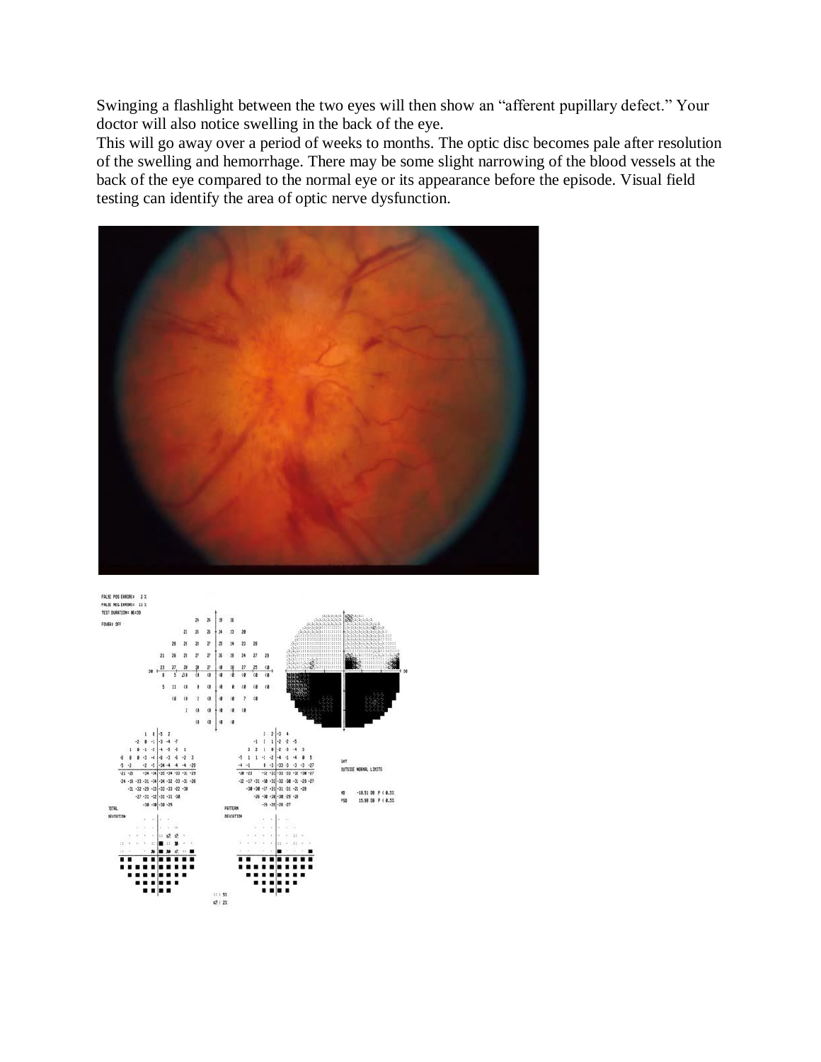Swinging a flashlight between the two eyes will then show an "afferent pupillary defect." Your doctor will also notice swelling in the back of the eye.

This will go away over a period of weeks to months. The optic disc becomes pale after resolution of the swelling and hemorrhage. There may be some slight narrowing of the blood vessels at the back of the eye compared to the normal eye or its appearance before the episode. Visual field testing can identify the area of optic nerve dysfunction.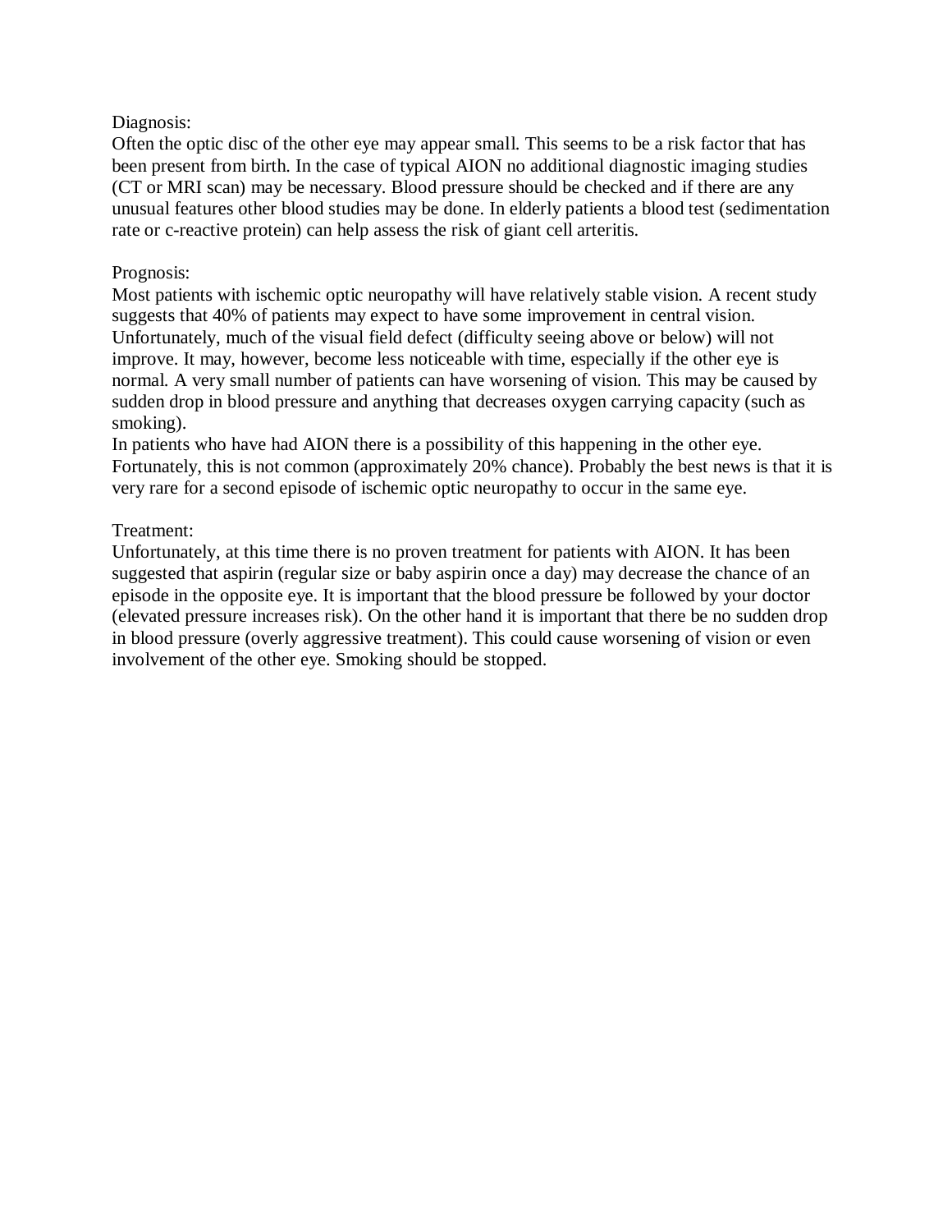## Diagnosis:

Often the optic disc of the other eye may appear small. This seems to be a risk factor that has been present from birth. In the case of typical AION no additional diagnostic imaging studies (CT or MRI scan) may be necessary. Blood pressure should be checked and if there are any unusual features other blood studies may be done. In elderly patients a blood test (sedimentation rate or c-reactive protein) can help assess the risk of giant cell arteritis.

## Prognosis:

Most patients with ischemic optic neuropathy will have relatively stable vision. A recent study suggests that 40% of patients may expect to have some improvement in central vision. Unfortunately, much of the visual field defect (difficulty seeing above or below) will not improve. It may, however, become less noticeable with time, especially if the other eye is normal. A very small number of patients can have worsening of vision. This may be caused by sudden drop in blood pressure and anything that decreases oxygen carrying capacity (such as smoking).

In patients who have had AION there is a possibility of this happening in the other eye. Fortunately, this is not common (approximately 20% chance). Probably the best news is that it is very rare for a second episode of ischemic optic neuropathy to occur in the same eye.

## Treatment:

Unfortunately, at this time there is no proven treatment for patients with AION. It has been suggested that aspirin (regular size or baby aspirin once a day) may decrease the chance of an episode in the opposite eye. It is important that the blood pressure be followed by your doctor (elevated pressure increases risk). On the other hand it is important that there be no sudden drop in blood pressure (overly aggressive treatment). This could cause worsening of vision or even involvement of the other eye. Smoking should be stopped.